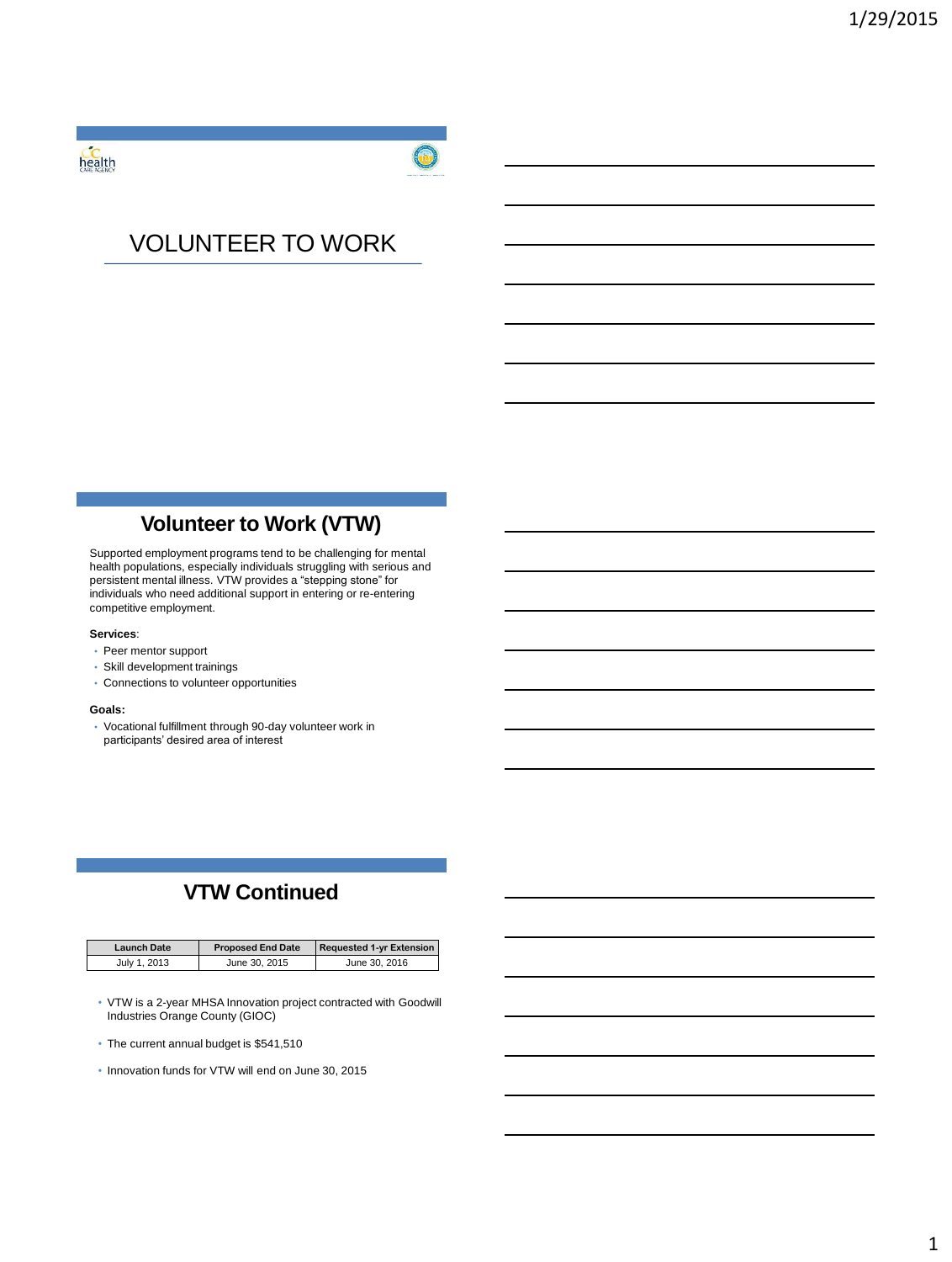# VOLUNTEER TO WORK

## Volunteer to Work (VTW)

Supported employment programs tend to be challenging for mental health populations, especially individuals struggling with serious and persistent mental illness. VTW provides a "stepping stone" for individuals who need additional support in entering or re-entering competitive employment.

**Services**:

- Peer mentor support
- Skill development trainings
- Connections to volunteer opportunities

**Goals:**

- Vocational fulfillment through 90-day volunteer work in participants' desired area of interest

## VTW Continued

| Launch Date | Proposed End Date | Requested 1-yr Extension |
|---|---|---|
| July 1, 2013 | June 30, 2015 | June 30, 2016 |

- VTW is a 2-year MHSA Innovation project contracted with Goodwill Industries Orange County (GIOC)
- The current annual budget is $541,510
- Innovation funds for VTW will end on June 30, 2015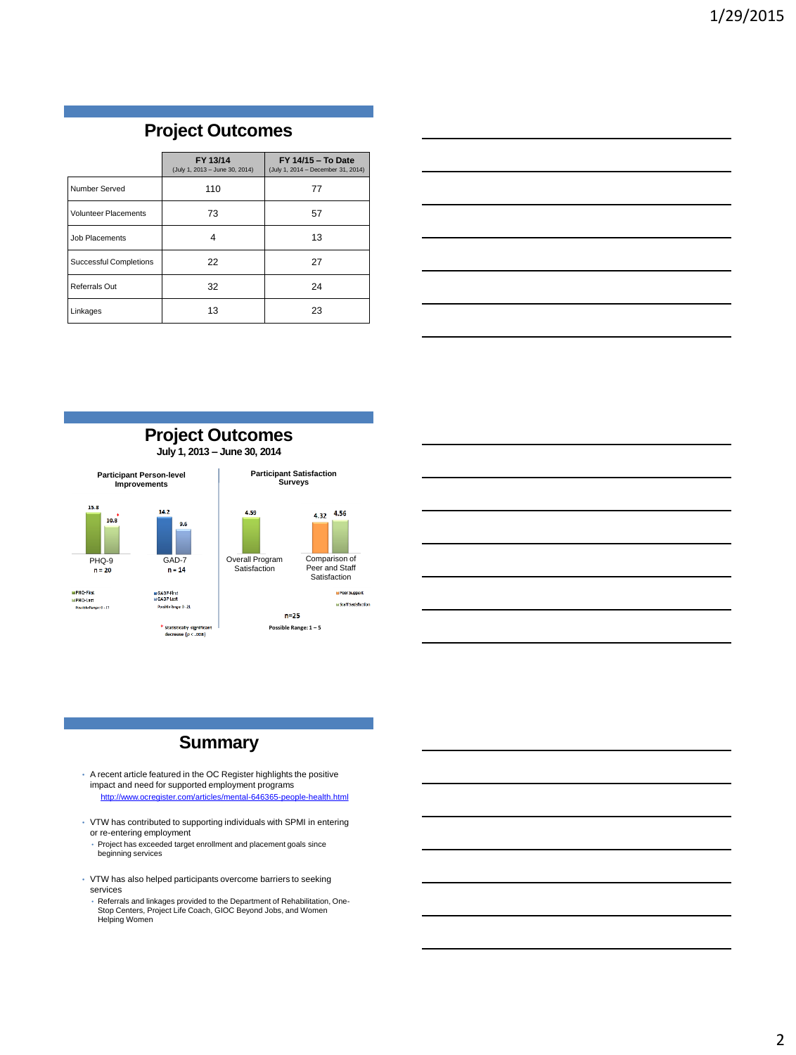## Project Outcomes

| | FY 13/14 (July 1, 2013 – June 30, 2014) | FY 14/15 – To Date (July 1, 2014 – December 31, 2014) |
|---|---|---|
| Number Served | 110 | 77 |
| Volunteer Placements | 73 | 57 |
| Job Placements | 4 | 13 |
| Successful Completions | 22 | 27 |
| Referrals Out | 32 | 24 |
| Linkages | 13 | 23 |

## Project Outcomes

**July 1, 2013 – June 30, 2014**

**Participant Person-level Improvements**

PHQ-9 (n = 20): PHQ-First 15.8; PHQ-Last 10.8*

Possible Range: 0 – 27

GAD-7 (n = 14): GAD7-First 14.2; GAD7-Last 9.6

Possible Range: 0 – 21

* Statistically significant decrease (p < .008)

**Participant Satisfaction Surveys**

Overall Program Satisfaction: 4.59

Comparison of Peer and Staff Satisfaction: Peer Support 4.32; Staff Satisfaction 4.56

n=25

Possible Range: 1 – 5

## Summary

- A recent article featured in the OC Register highlights the positive impact and need for supported employment programs
  http://www.ocregister.com/articles/mental-646365-people-health.html
- VTW has contributed to supporting individuals with SPMI in entering or re-entering employment
  - Project has exceeded target enrollment and placement goals since beginning services
- VTW has also helped participants overcome barriers to seeking services
  - Referrals and linkages provided to the Department of Rehabilitation, One-Stop Centers, Project Life Coach, GIOC Beyond Jobs, and Women Helping Women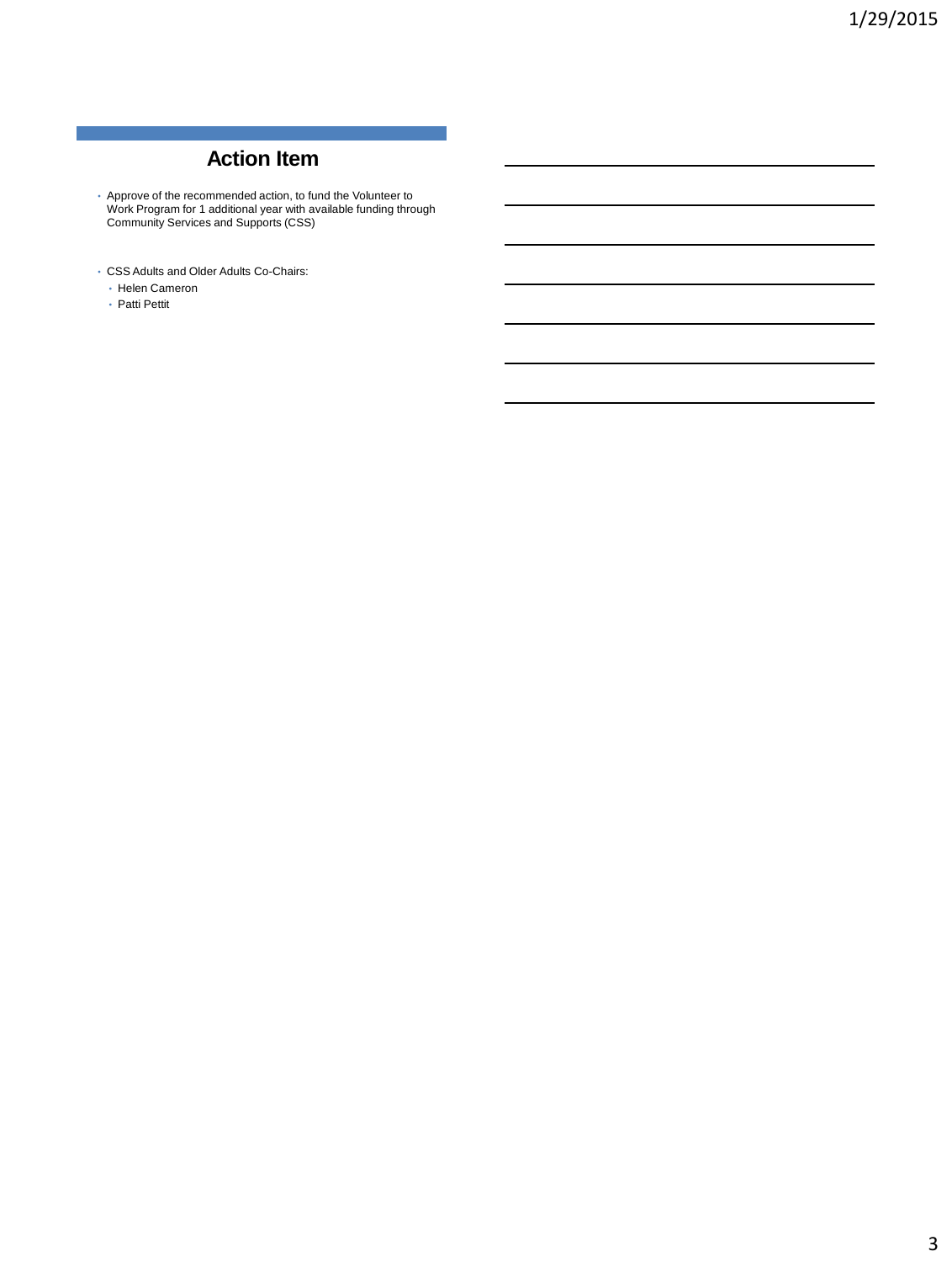## Action Item

- Approve of the recommended action, to fund the Volunteer to Work Program for 1 additional year with available funding through Community Services and Supports (CSS)

- CSS Adults and Older Adults Co-Chairs:
  - Helen Cameron
  - Patti Pettit